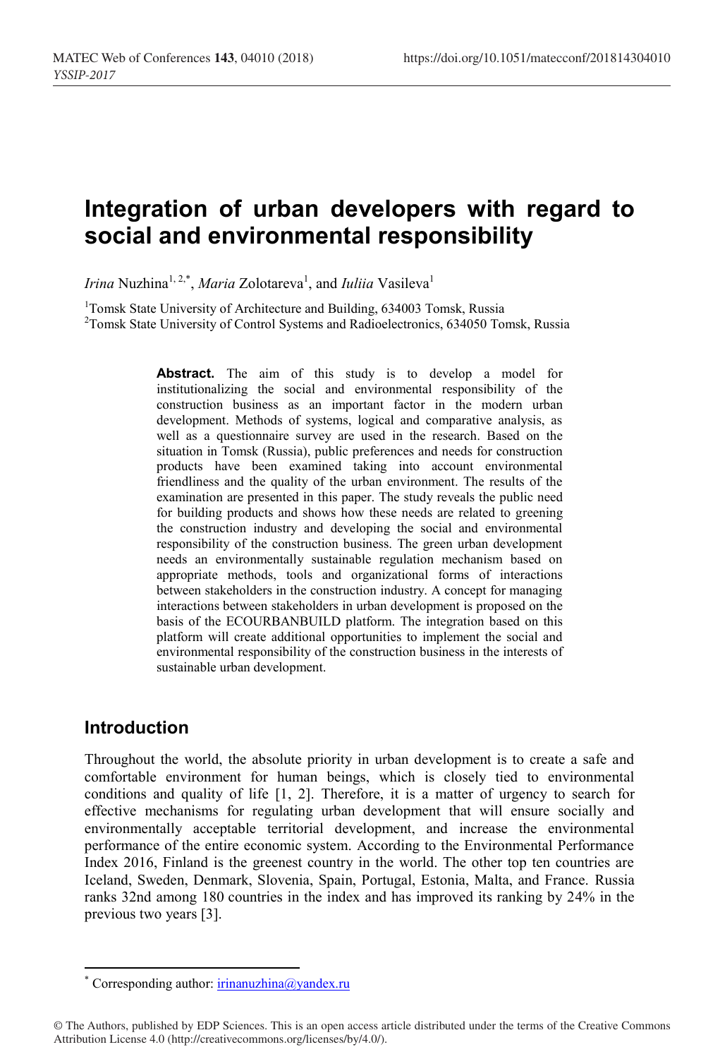# Integration of urban developers with regard to social and environmental responsibility

*Irina* Nuzhina[1,2,*], *Maria* Zolotareva[1], and *Iuliia* Vasileva[1]

[1]Tomsk State University of Architecture and Building, 634003 Tomsk, Russia
[2]Tomsk State University of Control Systems and Radioelectronics, 634050 Tomsk, Russia

**Abstract.** The aim of this study is to develop a model for institutionalizing the social and environmental responsibility of the construction business as an important factor in the modern urban development. Methods of systems, logical and comparative analysis, as well as a questionnaire survey are used in the research. Based on the situation in Tomsk (Russia), public preferences and needs for construction products have been examined taking into account environmental friendliness and the quality of the urban environment. The results of the examination are presented in this paper. The study reveals the public need for building products and shows how these needs are related to greening the construction industry and developing the social and environmental responsibility of the construction business. The green urban development needs an environmentally sustainable regulation mechanism based on appropriate methods, tools and organizational forms of interactions between stakeholders in the construction industry. A concept for managing interactions between stakeholders in urban development is proposed on the basis of the ECOURBANBUILD platform. The integration based on this platform will create additional opportunities to implement the social and environmental responsibility of the construction business in the interests of sustainable urban development.

## Introduction

Throughout the world, the absolute priority in urban development is to create a safe and comfortable environment for human beings, which is closely tied to environmental conditions and quality of life [1, 2]. Therefore, it is a matter of urgency to search for effective mechanisms for regulating urban development that will ensure socially and environmentally acceptable territorial development, and increase the environmental performance of the entire economic system. According to the Environmental Performance Index 2016, Finland is the greenest country in the world. The other top ten countries are Iceland, Sweden, Denmark, Slovenia, Spain, Portugal, Estonia, Malta, and France. Russia ranks 32nd among 180 countries in the index and has improved its ranking by 24% in the previous two years [3].

* Corresponding author: irinanuzhina@yandex.ru

© The Authors, published by EDP Sciences. This is an open access article distributed under the terms of the Creative Commons Attribution License 4.0 (http://creativecommons.org/licenses/by/4.0/).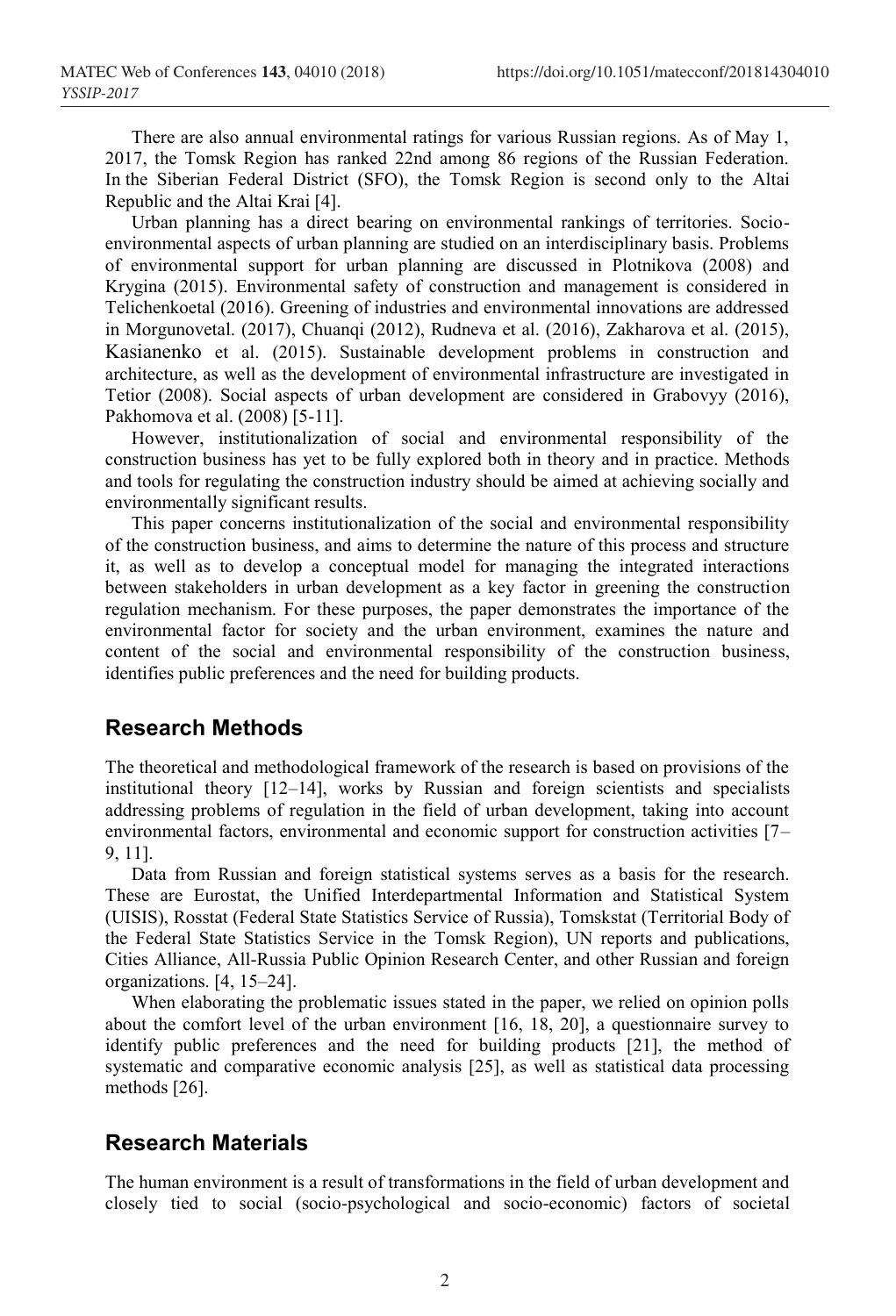There are also annual environmental ratings for various Russian regions. As of May 1, 2017, the Tomsk Region has ranked 22nd among 86 regions of the Russian Federation. In the Siberian Federal District (SFO), the Tomsk Region is second only to the Altai Republic and the Altai Krai [4].

Urban planning has a direct bearing on environmental rankings of territories. Socio-environmental aspects of urban planning are studied on an interdisciplinary basis. Problems of environmental support for urban planning are discussed in Plotnikova (2008) and Krygina (2015). Environmental safety of construction and management is considered in Telichenkoetal (2016). Greening of industries and environmental innovations are addressed in Morgunovetal. (2017), Chuanqi (2012), Rudneva et al. (2016), Zakharova et al. (2015), Kasianenko et al. (2015). Sustainable development problems in construction and architecture, as well as the development of environmental infrastructure are investigated in Tetior (2008). Social aspects of urban development are considered in Grabovyy (2016), Pakhomova et al. (2008) [5-11].

However, institutionalization of social and environmental responsibility of the construction business has yet to be fully explored both in theory and in practice. Methods and tools for regulating the construction industry should be aimed at achieving socially and environmentally significant results.

This paper concerns institutionalization of the social and environmental responsibility of the construction business, and aims to determine the nature of this process and structure it, as well as to develop a conceptual model for managing the integrated interactions between stakeholders in urban development as a key factor in greening the construction regulation mechanism. For these purposes, the paper demonstrates the importance of the environmental factor for society and the urban environment, examines the nature and content of the social and environmental responsibility of the construction business, identifies public preferences and the need for building products.

## Research Methods

The theoretical and methodological framework of the research is based on provisions of the institutional theory [12–14], works by Russian and foreign scientists and specialists addressing problems of regulation in the field of urban development, taking into account environmental factors, environmental and economic support for construction activities [7–9, 11].

Data from Russian and foreign statistical systems serves as a basis for the research. These are Eurostat, the Unified Interdepartmental Information and Statistical System (UISIS), Rosstat (Federal State Statistics Service of Russia), Tomskstat (Territorial Body of the Federal State Statistics Service in the Tomsk Region), UN reports and publications, Cities Alliance, All-Russia Public Opinion Research Center, and other Russian and foreign organizations. [4, 15–24].

When elaborating the problematic issues stated in the paper, we relied on opinion polls about the comfort level of the urban environment [16, 18, 20], a questionnaire survey to identify public preferences and the need for building products [21], the method of systematic and comparative economic analysis [25], as well as statistical data processing methods [26].

## Research Materials

The human environment is a result of transformations in the field of urban development and closely tied to social (socio-psychological and socio-economic) factors of societal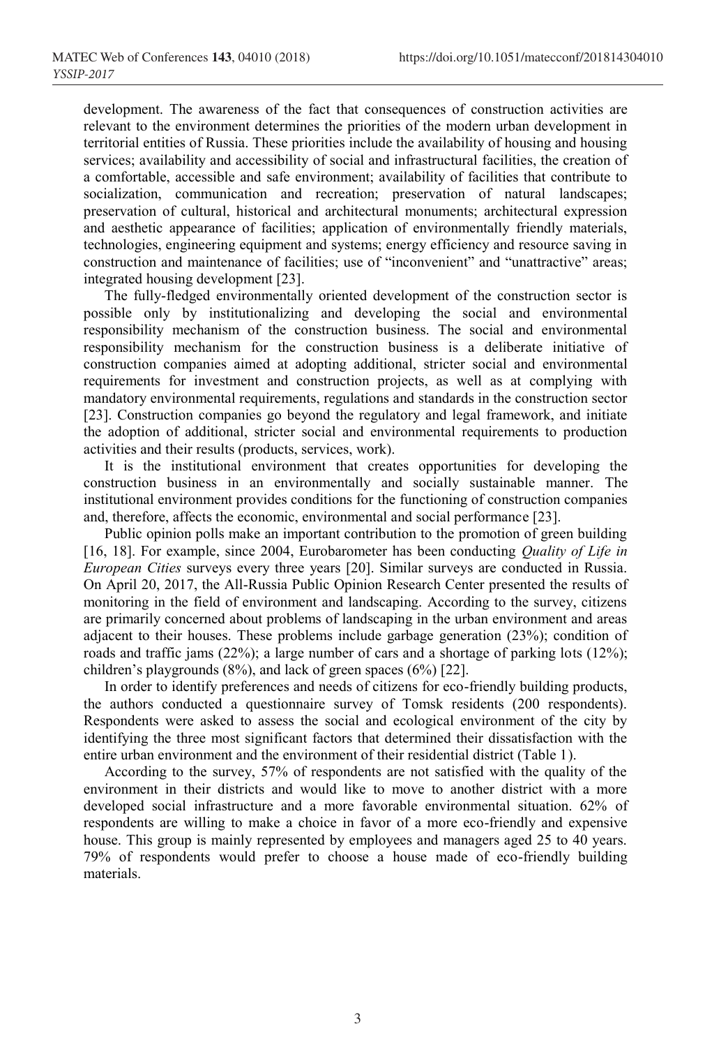development. The awareness of the fact that consequences of construction activities are relevant to the environment determines the priorities of the modern urban development in territorial entities of Russia. These priorities include the availability of housing and housing services; availability and accessibility of social and infrastructural facilities, the creation of a comfortable, accessible and safe environment; availability of facilities that contribute to socialization, communication and recreation; preservation of natural landscapes; preservation of cultural, historical and architectural monuments; architectural expression and aesthetic appearance of facilities; application of environmentally friendly materials, technologies, engineering equipment and systems; energy efficiency and resource saving in construction and maintenance of facilities; use of "inconvenient" and "unattractive" areas; integrated housing development [23].

The fully-fledged environmentally oriented development of the construction sector is possible only by institutionalizing and developing the social and environmental responsibility mechanism of the construction business. The social and environmental responsibility mechanism for the construction business is a deliberate initiative of construction companies aimed at adopting additional, stricter social and environmental requirements for investment and construction projects, as well as at complying with mandatory environmental requirements, regulations and standards in the construction sector [23]. Construction companies go beyond the regulatory and legal framework, and initiate the adoption of additional, stricter social and environmental requirements to production activities and their results (products, services, work).

It is the institutional environment that creates opportunities for developing the construction business in an environmentally and socially sustainable manner. The institutional environment provides conditions for the functioning of construction companies and, therefore, affects the economic, environmental and social performance [23].

Public opinion polls make an important contribution to the promotion of green building [16, 18]. For example, since 2004, Eurobarometer has been conducting *Quality of Life in European Cities* surveys every three years [20]. Similar surveys are conducted in Russia. On April 20, 2017, the All-Russia Public Opinion Research Center presented the results of monitoring in the field of environment and landscaping. According to the survey, citizens are primarily concerned about problems of landscaping in the urban environment and areas adjacent to their houses. These problems include garbage generation (23%); condition of roads and traffic jams (22%); a large number of cars and a shortage of parking lots (12%); children's playgrounds (8%), and lack of green spaces (6%) [22].

In order to identify preferences and needs of citizens for eco-friendly building products, the authors conducted a questionnaire survey of Tomsk residents (200 respondents). Respondents were asked to assess the social and ecological environment of the city by identifying the three most significant factors that determined their dissatisfaction with the entire urban environment and the environment of their residential district (Table 1).

According to the survey, 57% of respondents are not satisfied with the quality of the environment in their districts and would like to move to another district with a more developed social infrastructure and a more favorable environmental situation. 62% of respondents are willing to make a choice in favor of a more eco-friendly and expensive house. This group is mainly represented by employees and managers aged 25 to 40 years. 79% of respondents would prefer to choose a house made of eco-friendly building materials.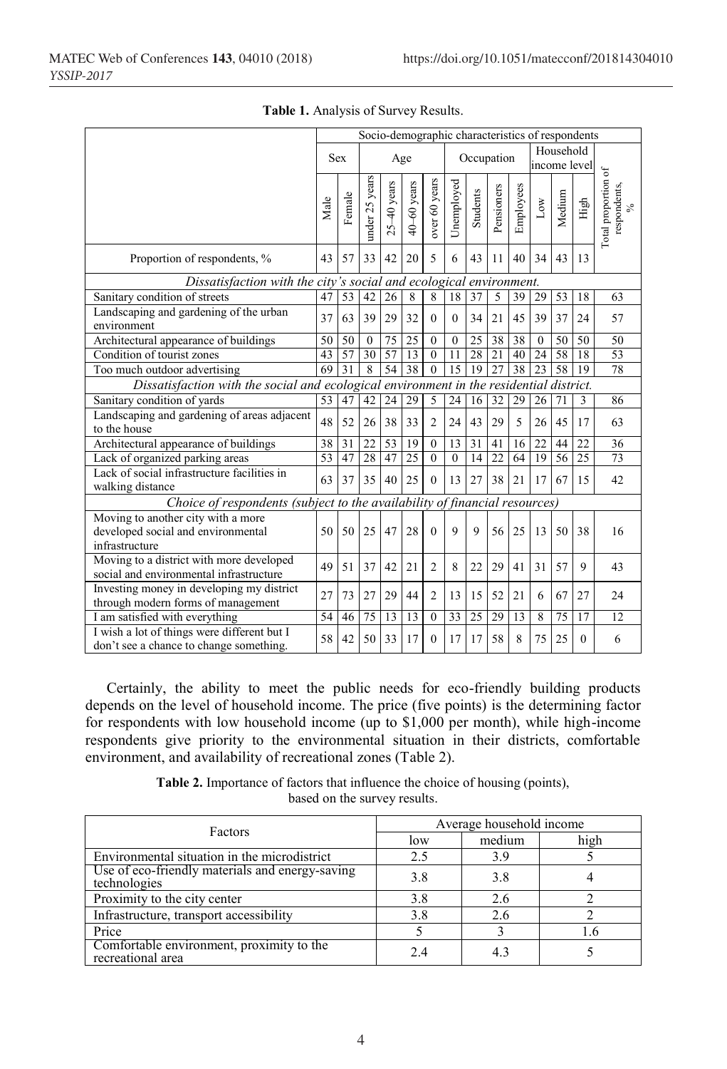**Table 1.** Analysis of Survey Results.

| | Socio-demographic characteristics of respondents | | | | | | | | | | | | | | |
|---|---|---|---|---|---|---|---|---|---|---|---|---|---|---|---|
| | Sex | | Age | | | | Occupation | | | | Household income level | | | Total proportion of respondents, % |
| | Male | Female | under 25 years | 25–40 years | 40–60 years | over 60 years | Unemployed | Students | Pensioners | Employees | Low | Medium | High | |
| Proportion of respondents, % | 43 | 57 | 33 | 42 | 20 | 5 | 6 | 43 | 11 | 40 | 34 | 43 | 13 | |
| *Dissatisfaction with the city's social and ecological environment.* | | | | | | | | | | | | | | |
| Sanitary condition of streets | 47 | 53 | 42 | 26 | 8 | 8 | 18 | 37 | 5 | 39 | 29 | 53 | 18 | 63 |
| Landscaping and gardening of the urban environment | 37 | 63 | 39 | 29 | 32 | 0 | 0 | 34 | 21 | 45 | 39 | 37 | 24 | 57 |
| Architectural appearance of buildings | 50 | 50 | 0 | 75 | 25 | 0 | 0 | 25 | 38 | 38 | 0 | 50 | 50 | 50 |
| Condition of tourist zones | 43 | 57 | 30 | 57 | 13 | 0 | 11 | 28 | 21 | 40 | 24 | 58 | 18 | 53 |
| Too much outdoor advertising | 69 | 31 | 8 | 54 | 38 | 0 | 15 | 19 | 27 | 38 | 23 | 58 | 19 | 78 |
| *Dissatisfaction with the social and ecological environment in the residential district.* | | | | | | | | | | | | | | |
| Sanitary condition of yards | 53 | 47 | 42 | 24 | 29 | 5 | 24 | 16 | 32 | 29 | 26 | 71 | 3 | 86 |
| Landscaping and gardening of areas adjacent to the house | 48 | 52 | 26 | 38 | 33 | 2 | 24 | 43 | 29 | 5 | 26 | 45 | 17 | 63 |
| Architectural appearance of buildings | 38 | 31 | 22 | 53 | 19 | 0 | 13 | 31 | 41 | 16 | 22 | 44 | 22 | 36 |
| Lack of organized parking areas | 53 | 47 | 28 | 47 | 25 | 0 | 0 | 14 | 22 | 64 | 19 | 56 | 25 | 73 |
| Lack of social infrastructure facilities in walking distance | 63 | 37 | 35 | 40 | 25 | 0 | 13 | 27 | 38 | 21 | 17 | 67 | 15 | 42 |
| *Choice of respondents (subject to the availability of financial resources)* | | | | | | | | | | | | | | |
| Moving to another city with a more developed social and environmental infrastructure | 50 | 50 | 25 | 47 | 28 | 0 | 9 | 9 | 56 | 25 | 13 | 50 | 38 | 16 |
| Moving to a district with more developed social and environmental infrastructure | 49 | 51 | 37 | 42 | 21 | 2 | 8 | 22 | 29 | 41 | 31 | 57 | 9 | 43 |
| Investing money in developing my district through modern forms of management | 27 | 73 | 27 | 29 | 44 | 2 | 13 | 15 | 52 | 21 | 6 | 67 | 27 | 24 |
| I am satisfied with everything | 54 | 46 | 75 | 13 | 13 | 0 | 33 | 25 | 29 | 13 | 8 | 75 | 17 | 12 |
| I wish a lot of things were different but I don't see a chance to change something. | 58 | 42 | 50 | 33 | 17 | 0 | 17 | 17 | 58 | 8 | 75 | 25 | 0 | 6 |

Certainly, the ability to meet the public needs for eco-friendly building products depends on the level of household income. The price (five points) is the determining factor for respondents with low household income (up to $1,000 per month), while high-income respondents give priority to the environmental situation in their districts, comfortable environment, and availability of recreational zones (Table 2).

**Table 2.** Importance of factors that influence the choice of housing (points), based on the survey results.

| Factors | Average household income | | |
|---|---|---|---|
| | low | medium | high |
| Environmental situation in the microdistrict | 2.5 | 3.9 | 5 |
| Use of eco-friendly materials and energy-saving technologies | 3.8 | 3.8 | 4 |
| Proximity to the city center | 3.8 | 2.6 | 2 |
| Infrastructure, transport accessibility | 3.8 | 2.6 | 2 |
| Price | 5 | 3 | 1.6 |
| Comfortable environment, proximity to the recreational area | 2.4 | 4.3 | 5 |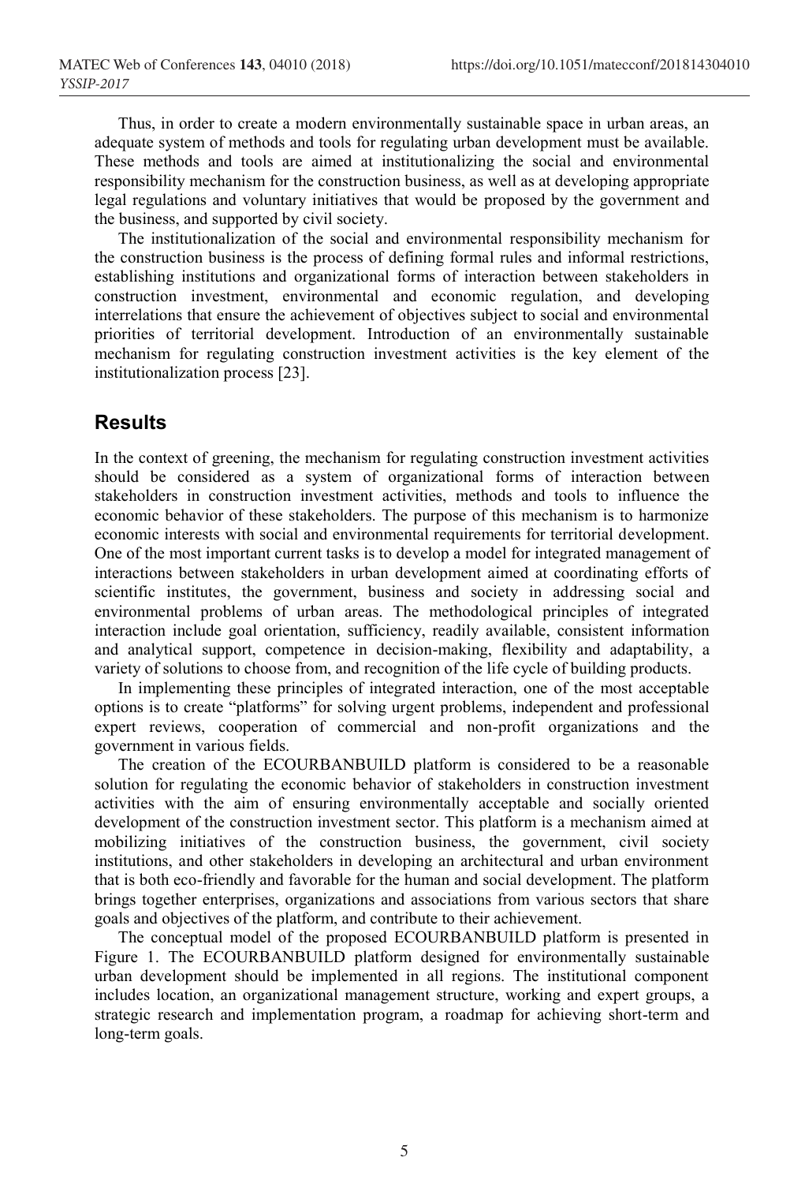Thus, in order to create a modern environmentally sustainable space in urban areas, an adequate system of methods and tools for regulating urban development must be available. These methods and tools are aimed at institutionalizing the social and environmental responsibility mechanism for the construction business, as well as at developing appropriate legal regulations and voluntary initiatives that would be proposed by the government and the business, and supported by civil society.

The institutionalization of the social and environmental responsibility mechanism for the construction business is the process of defining formal rules and informal restrictions, establishing institutions and organizational forms of interaction between stakeholders in construction investment, environmental and economic regulation, and developing interrelations that ensure the achievement of objectives subject to social and environmental priorities of territorial development. Introduction of an environmentally sustainable mechanism for regulating construction investment activities is the key element of the institutionalization process [23].

## Results

In the context of greening, the mechanism for regulating construction investment activities should be considered as a system of organizational forms of interaction between stakeholders in construction investment activities, methods and tools to influence the economic behavior of these stakeholders. The purpose of this mechanism is to harmonize economic interests with social and environmental requirements for territorial development. One of the most important current tasks is to develop a model for integrated management of interactions between stakeholders in urban development aimed at coordinating efforts of scientific institutes, the government, business and society in addressing social and environmental problems of urban areas. The methodological principles of integrated interaction include goal orientation, sufficiency, readily available, consistent information and analytical support, competence in decision-making, flexibility and adaptability, a variety of solutions to choose from, and recognition of the life cycle of building products.

In implementing these principles of integrated interaction, one of the most acceptable options is to create "platforms" for solving urgent problems, independent and professional expert reviews, cooperation of commercial and non-profit organizations and the government in various fields.

The creation of the ECOURBANBUILD platform is considered to be a reasonable solution for regulating the economic behavior of stakeholders in construction investment activities with the aim of ensuring environmentally acceptable and socially oriented development of the construction investment sector. This platform is a mechanism aimed at mobilizing initiatives of the construction business, the government, civil society institutions, and other stakeholders in developing an architectural and urban environment that is both eco-friendly and favorable for the human and social development. The platform brings together enterprises, organizations and associations from various sectors that share goals and objectives of the platform, and contribute to their achievement.

The conceptual model of the proposed ECOURBANBUILD platform is presented in Figure 1. The ECOURBANBUILD platform designed for environmentally sustainable urban development should be implemented in all regions. The institutional component includes location, an organizational management structure, working and expert groups, a strategic research and implementation program, a roadmap for achieving short-term and long-term goals.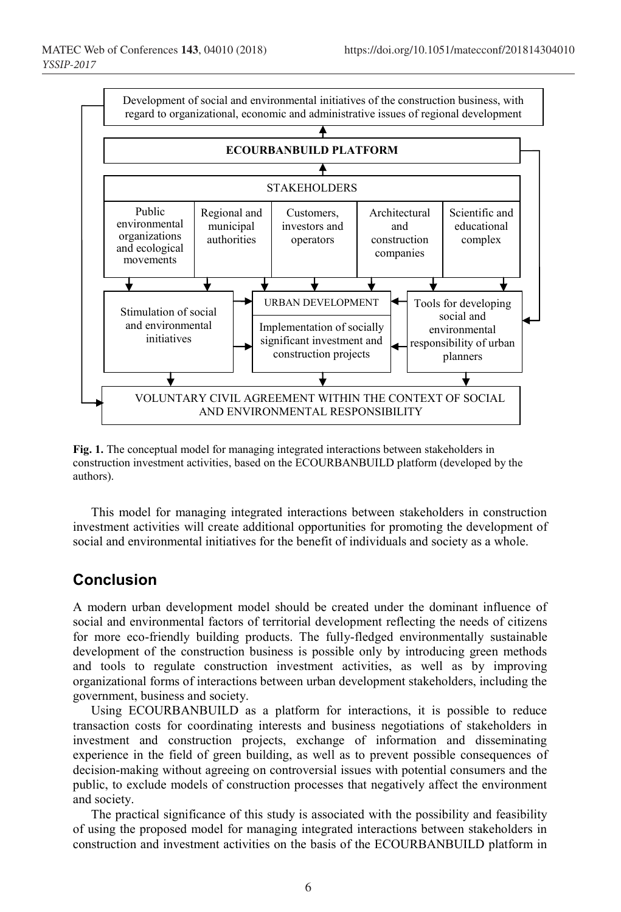Development of social and environmental initiatives of the construction business, with regard to organizational, economic and administrative issues of regional development

**ECOURBANBUILD PLATFORM**

STAKEHOLDERS

| Public environmental organizations and ecological movements | Regional and municipal authorities | Customers, investors and operators | Architectural and construction companies | Scientific and educational complex |
| --- | --- | --- | --- | --- |

Stimulation of social and environmental initiatives

URBAN DEVELOPMENT

Implementation of socially significant investment and construction projects

Tools for developing social and environmental responsibility of urban planners

VOLUNTARY CIVIL AGREEMENT WITHIN THE CONTEXT OF SOCIAL AND ENVIRONMENTAL RESPONSIBILITY

**Fig. 1.** The conceptual model for managing integrated interactions between stakeholders in construction investment activities, based on the ECOURBANBUILD platform (developed by the authors).

This model for managing integrated interactions between stakeholders in construction investment activities will create additional opportunities for promoting the development of social and environmental initiatives for the benefit of individuals and society as a whole.

## Conclusion

A modern urban development model should be created under the dominant influence of social and environmental factors of territorial development reflecting the needs of citizens for more eco-friendly building products. The fully-fledged environmentally sustainable development of the construction business is possible only by introducing green methods and tools to regulate construction investment activities, as well as by improving organizational forms of interactions between urban development stakeholders, including the government, business and society.

Using ECOURBANBUILD as a platform for interactions, it is possible to reduce transaction costs for coordinating interests and business negotiations of stakeholders in investment and construction projects, exchange of information and disseminating experience in the field of green building, as well as to prevent possible consequences of decision-making without agreeing on controversial issues with potential consumers and the public, to exclude models of construction processes that negatively affect the environment and society.

The practical significance of this study is associated with the possibility and feasibility of using the proposed model for managing integrated interactions between stakeholders in construction and investment activities on the basis of the ECOURBANBUILD platform in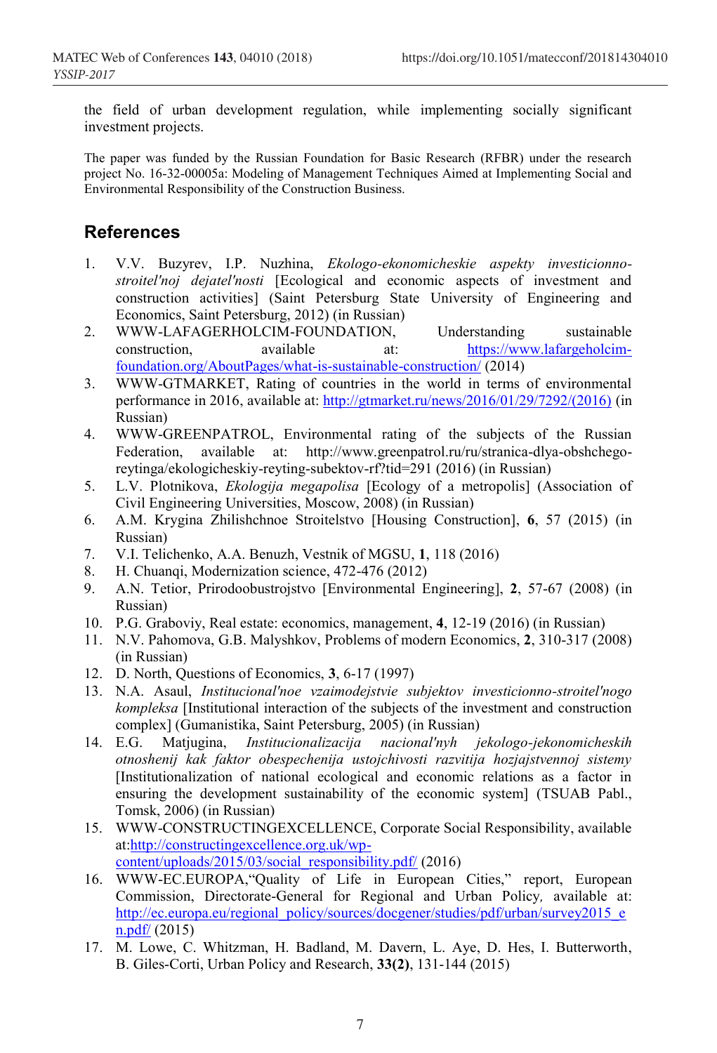the field of urban development regulation, while implementing socially significant investment projects.

The paper was funded by the Russian Foundation for Basic Research (RFBR) under the research project No. 16-32-00005a: Modeling of Management Techniques Aimed at Implementing Social and Environmental Responsibility of the Construction Business.

## References

1. V.V. Buzyrev, I.P. Nuzhina, *Ekologo-ekonomicheskie aspekty investicionno-stroitel'noj dejatel'nosti* [Ecological and economic aspects of investment and construction activities] (Saint Petersburg State University of Engineering and Economics, Saint Petersburg, 2012) (in Russian)
2. WWW-LAFAGERHOLCIM-FOUNDATION, Understanding sustainable construction, available at: https://www.lafargeholcim-foundation.org/AboutPages/what-is-sustainable-construction/ (2014)
3. WWW-GTMARKET, Rating of countries in the world in terms of environmental performance in 2016, available at: http://gtmarket.ru/news/2016/01/29/7292/(2016) (in Russian)
4. WWW-GREENPATROL, Environmental rating of the subjects of the Russian Federation, available at: http://www.greenpatrol.ru/ru/stranica-dlya-obshchego-reytinga/ekologicheskiy-reyting-subektov-rf?tid=291 (2016) (in Russian)
5. L.V. Plotnikova, *Ekologija megapolisa* [Ecology of a metropolis] (Association of Civil Engineering Universities, Moscow, 2008) (in Russian)
6. A.M. Krygina Zhilishchnoe Stroitelstvo [Housing Construction], **6**, 57 (2015) (in Russian)
7. V.I. Telichenko, A.A. Benuzh, Vestnik of MGSU, **1**, 118 (2016)
8. H. Chuanqi, Modernization science, 472-476 (2012)
9. A.N. Tetior, Prirodoobustrojstvo [Environmental Engineering], **2**, 57-67 (2008) (in Russian)
10. P.G. Graboviy, Real estate: economics, management, **4**, 12-19 (2016) (in Russian)
11. N.V. Pahomova, G.B. Malyshkov, Problems of modern Economics, **2**, 310-317 (2008) (in Russian)
12. D. North, Questions of Economics, **3**, 6-17 (1997)
13. N.A. Asaul, *Institucional'noe vzaimodejstvie subjektov investicionno-stroitel'nogo kompleksa* [Institutional interaction of the subjects of the investment and construction complex] (Gumanistika, Saint Petersburg, 2005) (in Russian)
14. E.G. Matjugina, *Institucionalizacija nacional'nyh jekologo-jekonomicheskih otnoshenij kak faktor obespechenija ustojchivosti razvitija hozjajstvennoj sistemy* [Institutionalization of national ecological and economic relations as a factor in ensuring the development sustainability of the economic system] (TSUAB Pabl., Tomsk, 2006) (in Russian)
15. WWW-CONSTRUCTINGEXCELLENCE, Corporate Social Responsibility, available at:http://constructingexcellence.org.uk/wp-content/uploads/2015/03/social_responsibility.pdf/ (2016)
16. WWW-EC.EUROPA,"Quality of Life in European Cities," report, European Commission, Directorate-General for Regional and Urban Policy, available at: http://ec.europa.eu/regional_policy/sources/docgener/studies/pdf/urban/survey2015_en.pdf/ (2015)
17. M. Lowe, C. Whitzman, H. Badland, M. Davern, L. Aye, D. Hes, I. Butterworth, B. Giles-Corti, Urban Policy and Research, **33(2)**, 131-144 (2015)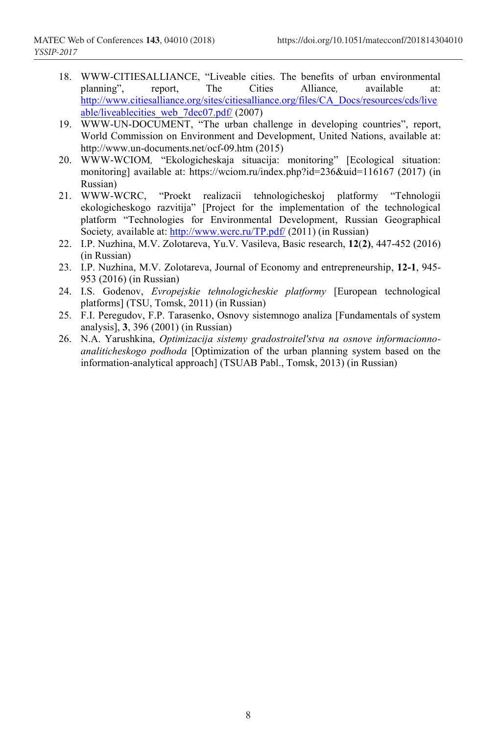18. WWW-CITIESALLIANCE, "Liveable cities. The benefits of urban environmental planning", report, The Cities Alliance, available at: http://www.citiesalliance.org/sites/citiesalliance.org/files/CA_Docs/resources/cds/liveable/liveablecities_web_7dec07.pdf/ (2007)
19. WWW-UN-DOCUMENT, "The urban challenge in developing countries", report, World Commission on Environment and Development, United Nations, available at: http://www.un-documents.net/ocf-09.htm (2015)
20. WWW-WCIOM, "Ekologicheskaja situacija: monitoring" [Ecological situation: monitoring] available at: https://wciom.ru/index.php?id=236&uid=116167 (2017) (in Russian)
21. WWW-WCRC, "Proekt realizacii tehnologicheskoj platformy "Tehnologii ekologicheskogo razvitija" [Project for the implementation of the technological platform "Technologies for Environmental Development, Russian Geographical Society, available at: http://www.wcrc.ru/TP.pdf/ (2011) (in Russian)
22. I.P. Nuzhina, M.V. Zolotareva, Yu.V. Vasileva, Basic research, **12**(**2**), 447-452 (2016) (in Russian)
23. I.P. Nuzhina, M.V. Zolotareva, Journal of Economy and entrepreneurship, **12-1**, 945-953 (2016) (in Russian)
24. I.S. Godenov, *Evropejskie tehnologicheskie platformy* [European technological platforms] (TSU, Tomsk, 2011) (in Russian)
25. F.I. Peregudov, F.P. Tarasenko, Osnovy sistemnogo analiza [Fundamentals of system analysis], **3**, 396 (2001) (in Russian)
26. N.A. Yarushkina, *Optimizacija sistemy gradostroitel'stva na osnove informacionno-analiticheskogo podhoda* [Optimization of the urban planning system based on the information-analytical approach] (TSUAB Pabl., Tomsk, 2013) (in Russian)